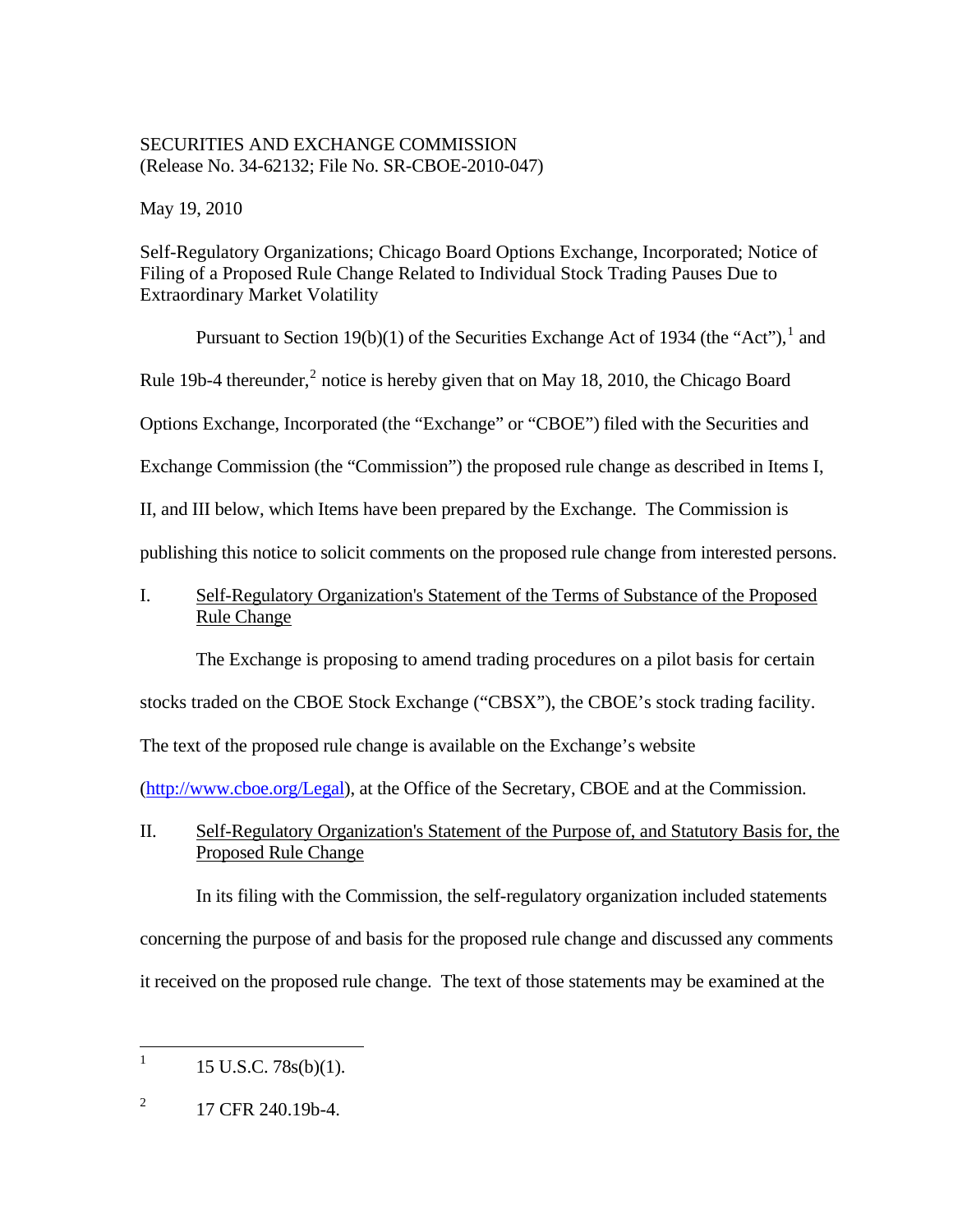SECURITIES AND EXCHANGE COMMISSION
(Release No. 34-62132; File No. SR-CBOE-2010-047)

May 19, 2010

Self-Regulatory Organizations; Chicago Board Options Exchange, Incorporated; Notice of Filing of a Proposed Rule Change Related to Individual Stock Trading Pauses Due to Extraordinary Market Volatility

Pursuant to Section 19(b)(1) of the Securities Exchange Act of 1934 (the "Act"),[1] and Rule 19b-4 thereunder,[2] notice is hereby given that on May 18, 2010, the Chicago Board Options Exchange, Incorporated (the "Exchange" or "CBOE") filed with the Securities and Exchange Commission (the "Commission") the proposed rule change as described in Items I, II, and III below, which Items have been prepared by the Exchange. The Commission is publishing this notice to solicit comments on the proposed rule change from interested persons.

## I. Self-Regulatory Organization's Statement of the Terms of Substance of the Proposed Rule Change

The Exchange is proposing to amend trading procedures on a pilot basis for certain stocks traded on the CBOE Stock Exchange ("CBSX"), the CBOE's stock trading facility. The text of the proposed rule change is available on the Exchange's website (http://www.cboe.org/Legal), at the Office of the Secretary, CBOE and at the Commission.

## II. Self-Regulatory Organization's Statement of the Purpose of, and Statutory Basis for, the Proposed Rule Change

In its filing with the Commission, the self-regulatory organization included statements concerning the purpose of and basis for the proposed rule change and discussed any comments it received on the proposed rule change. The text of those statements may be examined at the

---

[1] 15 U.S.C. 78s(b)(1).

[2] 17 CFR 240.19b-4.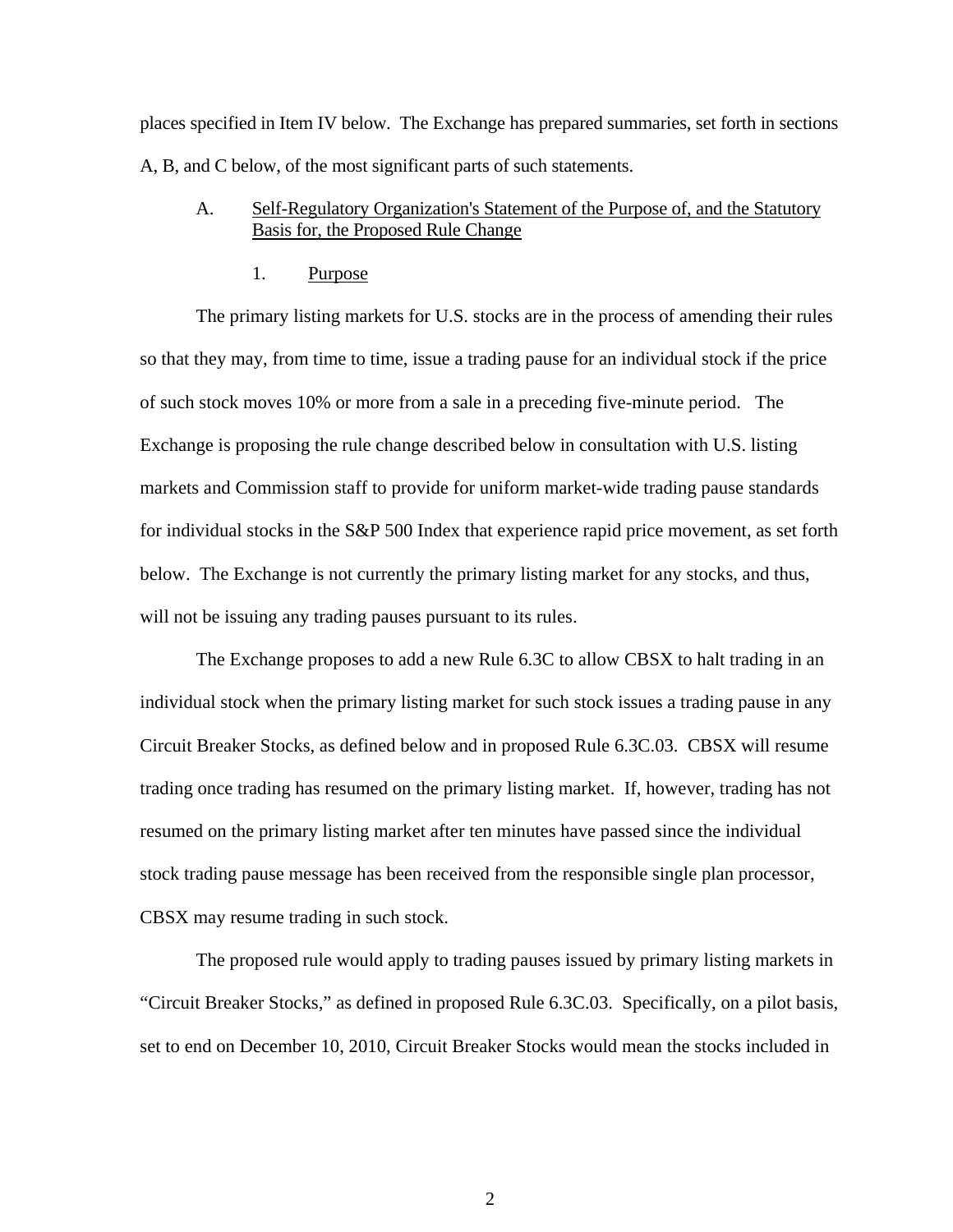places specified in Item IV below. The Exchange has prepared summaries, set forth in sections A, B, and C below, of the most significant parts of such statements.

A. Self-Regulatory Organization's Statement of the Purpose of, and the Statutory Basis for, the Proposed Rule Change

1. Purpose

The primary listing markets for U.S. stocks are in the process of amending their rules so that they may, from time to time, issue a trading pause for an individual stock if the price of such stock moves 10% or more from a sale in a preceding five-minute period. The Exchange is proposing the rule change described below in consultation with U.S. listing markets and Commission staff to provide for uniform market-wide trading pause standards for individual stocks in the S&P 500 Index that experience rapid price movement, as set forth below. The Exchange is not currently the primary listing market for any stocks, and thus, will not be issuing any trading pauses pursuant to its rules.

The Exchange proposes to add a new Rule 6.3C to allow CBSX to halt trading in an individual stock when the primary listing market for such stock issues a trading pause in any Circuit Breaker Stocks, as defined below and in proposed Rule 6.3C.03. CBSX will resume trading once trading has resumed on the primary listing market. If, however, trading has not resumed on the primary listing market after ten minutes have passed since the individual stock trading pause message has been received from the responsible single plan processor, CBSX may resume trading in such stock.

The proposed rule would apply to trading pauses issued by primary listing markets in "Circuit Breaker Stocks," as defined in proposed Rule 6.3C.03. Specifically, on a pilot basis, set to end on December 10, 2010, Circuit Breaker Stocks would mean the stocks included in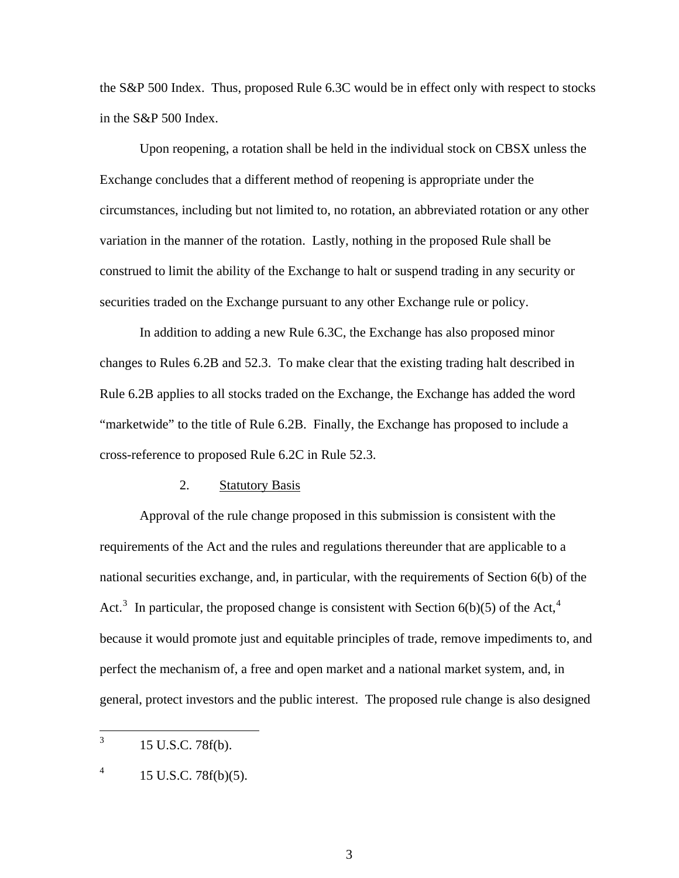the S&P 500 Index. Thus, proposed Rule 6.3C would be in effect only with respect to stocks in the S&P 500 Index.

Upon reopening, a rotation shall be held in the individual stock on CBSX unless the Exchange concludes that a different method of reopening is appropriate under the circumstances, including but not limited to, no rotation, an abbreviated rotation or any other variation in the manner of the rotation. Lastly, nothing in the proposed Rule shall be construed to limit the ability of the Exchange to halt or suspend trading in any security or securities traded on the Exchange pursuant to any other Exchange rule or policy.

In addition to adding a new Rule 6.3C, the Exchange has also proposed minor changes to Rules 6.2B and 52.3. To make clear that the existing trading halt described in Rule 6.2B applies to all stocks traded on the Exchange, the Exchange has added the word "marketwide" to the title of Rule 6.2B. Finally, the Exchange has proposed to include a cross-reference to proposed Rule 6.2C in Rule 52.3.

2. <u>Statutory Basis</u>

Approval of the rule change proposed in this submission is consistent with the requirements of the Act and the rules and regulations thereunder that are applicable to a national securities exchange, and, in particular, with the requirements of Section 6(b) of the Act.[3] In particular, the proposed change is consistent with Section 6(b)(5) of the Act,[4] because it would promote just and equitable principles of trade, remove impediments to, and perfect the mechanism of, a free and open market and a national market system, and, in general, protect investors and the public interest. The proposed rule change is also designed

---

[3] 15 U.S.C. 78f(b).

[4] 15 U.S.C. 78f(b)(5).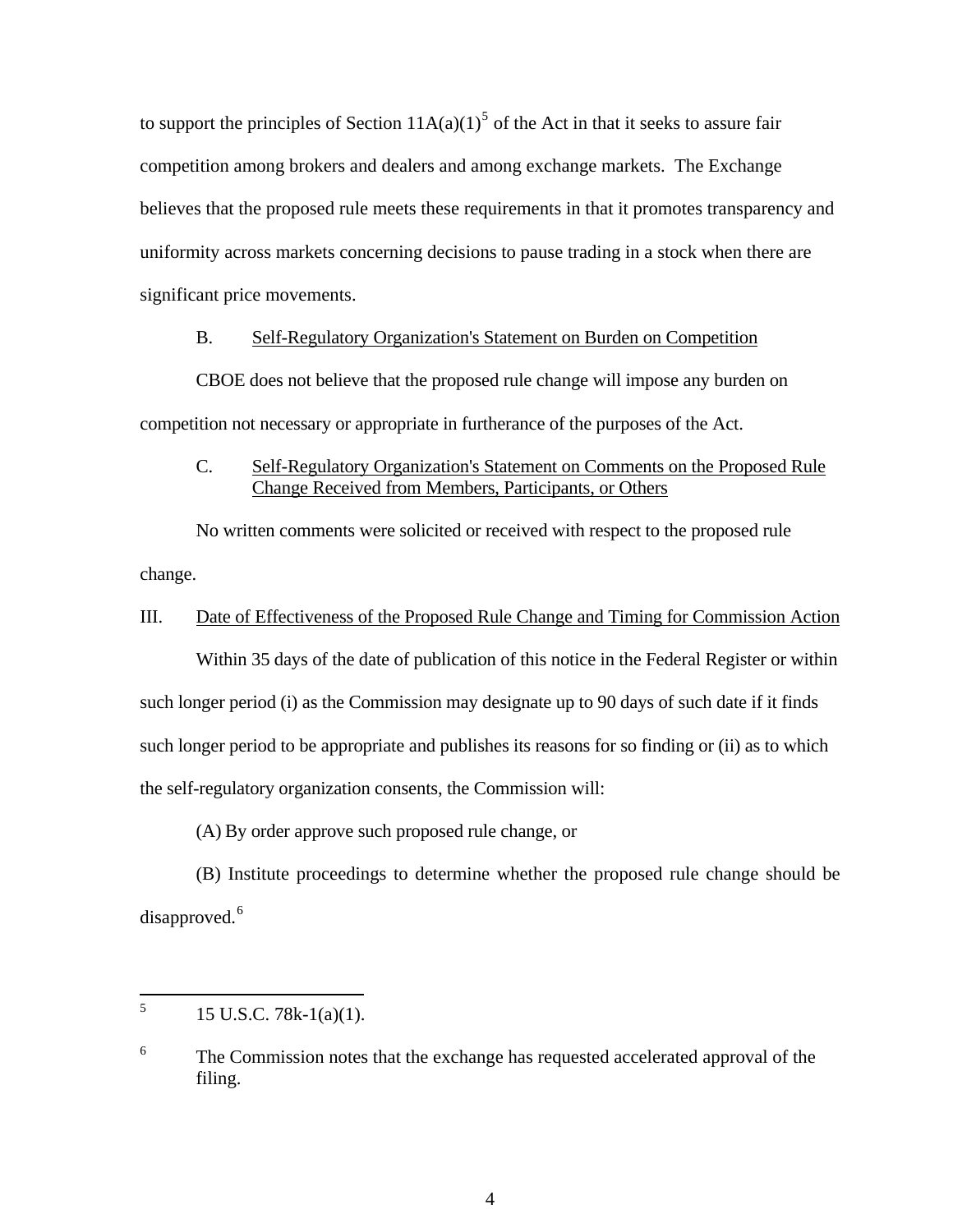to support the principles of Section 11A(a)(1)[5] of the Act in that it seeks to assure fair competition among brokers and dealers and among exchange markets. The Exchange believes that the proposed rule meets these requirements in that it promotes transparency and uniformity across markets concerning decisions to pause trading in a stock when there are significant price movements.

B. Self-Regulatory Organization's Statement on Burden on Competition

CBOE does not believe that the proposed rule change will impose any burden on competition not necessary or appropriate in furtherance of the purposes of the Act.

C. Self-Regulatory Organization's Statement on Comments on the Proposed Rule Change Received from Members, Participants, or Others

No written comments were solicited or received with respect to the proposed rule change.

III. Date of Effectiveness of the Proposed Rule Change and Timing for Commission Action

Within 35 days of the date of publication of this notice in the Federal Register or within such longer period (i) as the Commission may designate up to 90 days of such date if it finds such longer period to be appropriate and publishes its reasons for so finding or (ii) as to which the self-regulatory organization consents, the Commission will:

(A) By order approve such proposed rule change, or

(B) Institute proceedings to determine whether the proposed rule change should be disapproved.[6]

---

[5] 15 U.S.C. 78k-1(a)(1).

[6] The Commission notes that the exchange has requested accelerated approval of the filing.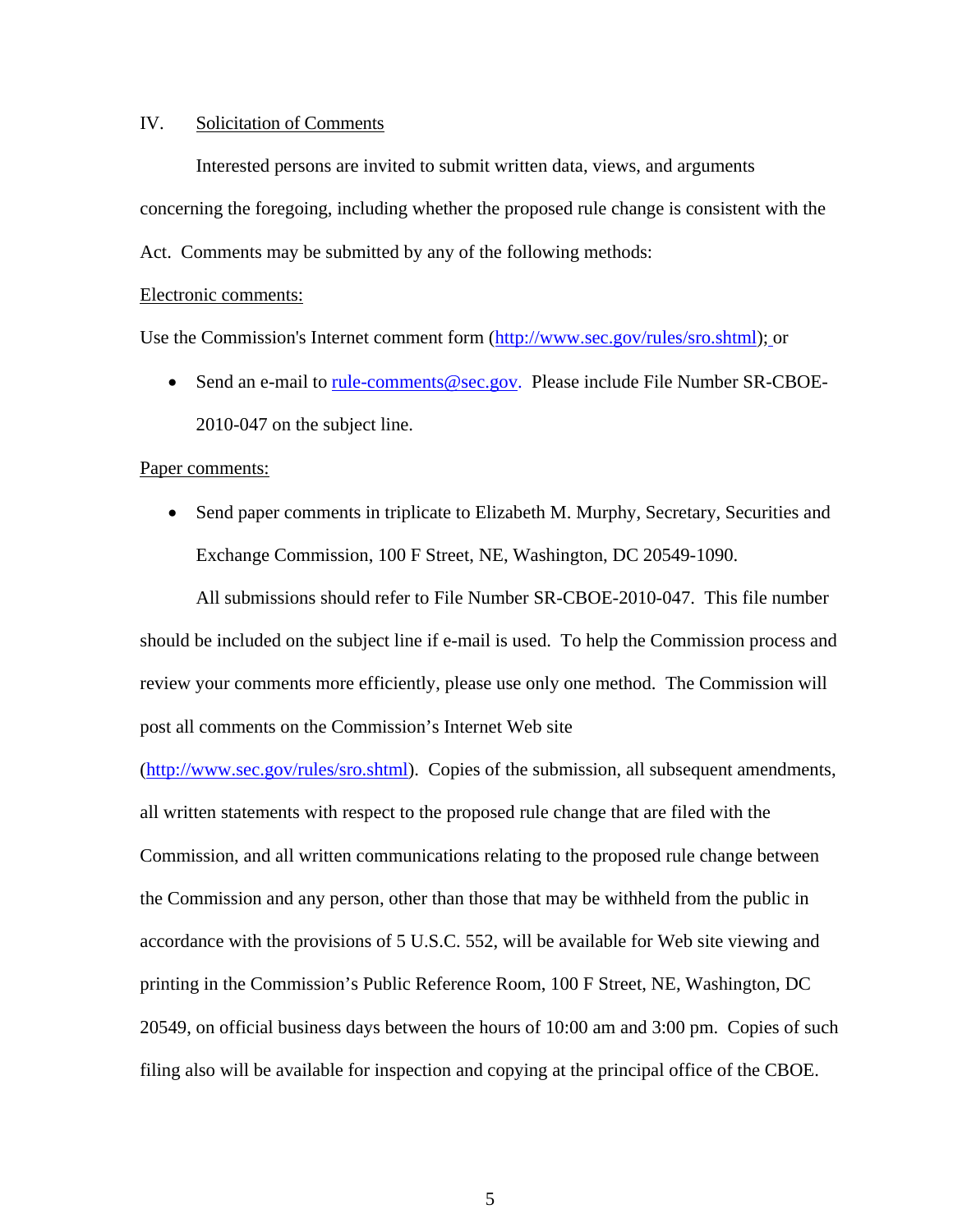IV. Solicitation of Comments

Interested persons are invited to submit written data, views, and arguments concerning the foregoing, including whether the proposed rule change is consistent with the Act. Comments may be submitted by any of the following methods:

Electronic comments:

Use the Commission's Internet comment form (http://www.sec.gov/rules/sro.shtml); or

- Send an e-mail to rule-comments@sec.gov. Please include File Number SR-CBOE-2010-047 on the subject line.

Paper comments:

- Send paper comments in triplicate to Elizabeth M. Murphy, Secretary, Securities and Exchange Commission, 100 F Street, NE, Washington, DC 20549-1090.

All submissions should refer to File Number SR-CBOE-2010-047. This file number should be included on the subject line if e-mail is used. To help the Commission process and review your comments more efficiently, please use only one method. The Commission will post all comments on the Commission's Internet Web site (http://www.sec.gov/rules/sro.shtml). Copies of the submission, all subsequent amendments, all written statements with respect to the proposed rule change that are filed with the Commission, and all written communications relating to the proposed rule change between the Commission and any person, other than those that may be withheld from the public in accordance with the provisions of 5 U.S.C. 552, will be available for Web site viewing and printing in the Commission's Public Reference Room, 100 F Street, NE, Washington, DC 20549, on official business days between the hours of 10:00 am and 3:00 pm. Copies of such filing also will be available for inspection and copying at the principal office of the CBOE.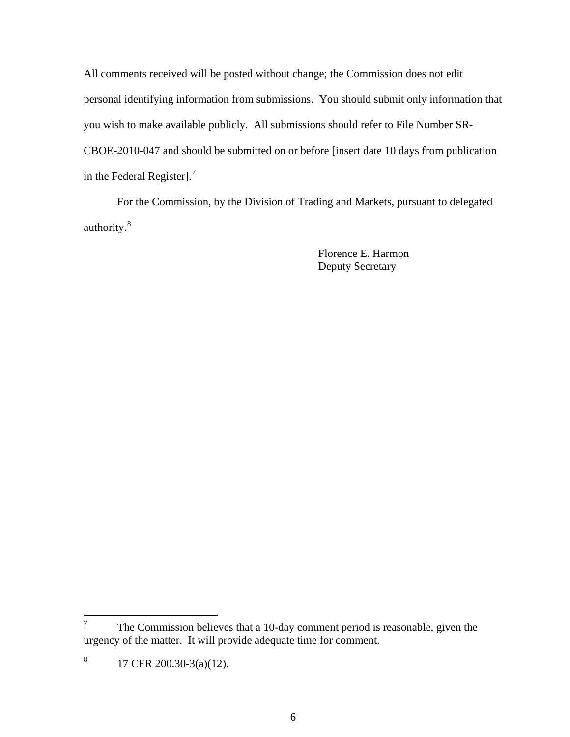All comments received will be posted without change; the Commission does not edit personal identifying information from submissions. You should submit only information that you wish to make available publicly. All submissions should refer to File Number SR-CBOE-2010-047 and should be submitted on or before [insert date 10 days from publication in the Federal Register].[7]

For the Commission, by the Division of Trading and Markets, pursuant to delegated authority.[8]

Florence E. Harmon
Deputy Secretary

---

[7] The Commission believes that a 10-day comment period is reasonable, given the urgency of the matter. It will provide adequate time for comment.

[8] 17 CFR 200.30-3(a)(12).